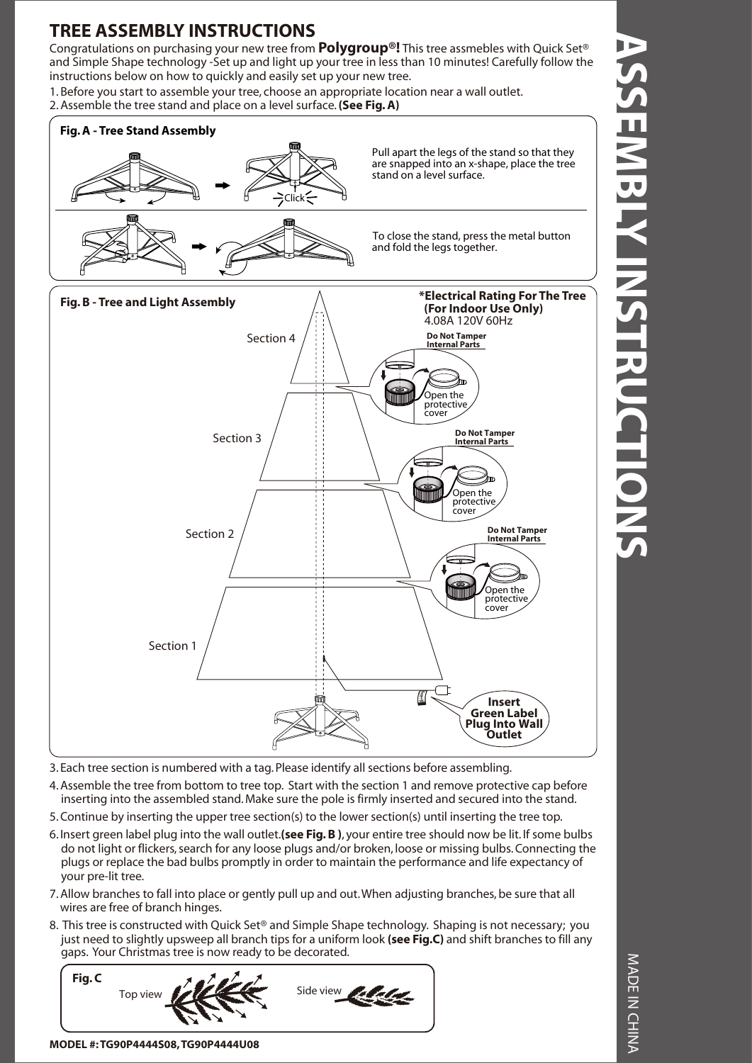# TREE ASSEMBLY INSTRUCTIONS

Congratulations on purchasing your new tree from **Polygroup®!** This tree assmebles with Quick Set® and Simple Shape technology -Set up and light up your tree in less than 10 minutes! Carefully follow the instructions below on how to quickly and easily set up your new tree.

1. Before you start to assemble your tree, choose an appropriate location near a wall outlet.
2. Assemble the tree stand and place on a level surface. **(See Fig. A)**

**Fig. A - Tree Stand Assembly**

Click

Pull apart the legs of the stand so that they are snapped into an x-shape, place the tree stand on a level surface.

To close the stand, press the metal button and fold the legs together.

**Fig. B - Tree and Light Assembly**

**\*Electrical Rating For The Tree (For Indoor Use Only)**
4.08A 120V 60Hz

Section 4

Section 3

Section 2

Section 1

**Do Not Tamper Internal Parts**

Open the protective cover

**Do Not Tamper Internal Parts**

Open the protective cover

**Do Not Tamper Internal Parts**

Open the protective cover

**Insert Green Label Plug Into Wall Outlet**

3. Each tree section is numbered with a tag. Please identify all sections before assembling.
4. Assemble the tree from bottom to tree top. Start with the section 1 and remove protective cap before inserting into the assembled stand. Make sure the pole is firmly inserted and secured into the stand.
5. Continue by inserting the upper tree section(s) to the lower section(s) until inserting the tree top.
6. Insert green label plug into the wall outlet.**(see Fig. B )**, your entire tree should now be lit. If some bulbs do not light or flickers, search for any loose plugs and/or broken, loose or missing bulbs. Connecting the plugs or replace the bad bulbs promptly in order to maintain the performance and life expectancy of your pre-lit tree.
7. Allow branches to fall into place or gently pull up and out. When adjusting branches, be sure that all wires are free of branch hinges.
8. This tree is constructed with Quick Set® and Simple Shape technology. Shaping is not necessary; you just need to slightly upsweep all branch tips for a uniform look **(see Fig.C)** and shift branches to fill any gaps. Your Christmas tree is now ready to be decorated.

**Fig. C**

Top view

Side view

**MODEL #: TG90P4444S08, TG90P4444U08**

# ASSEMBLY INSTRUCTIONS

MADE IN CHINA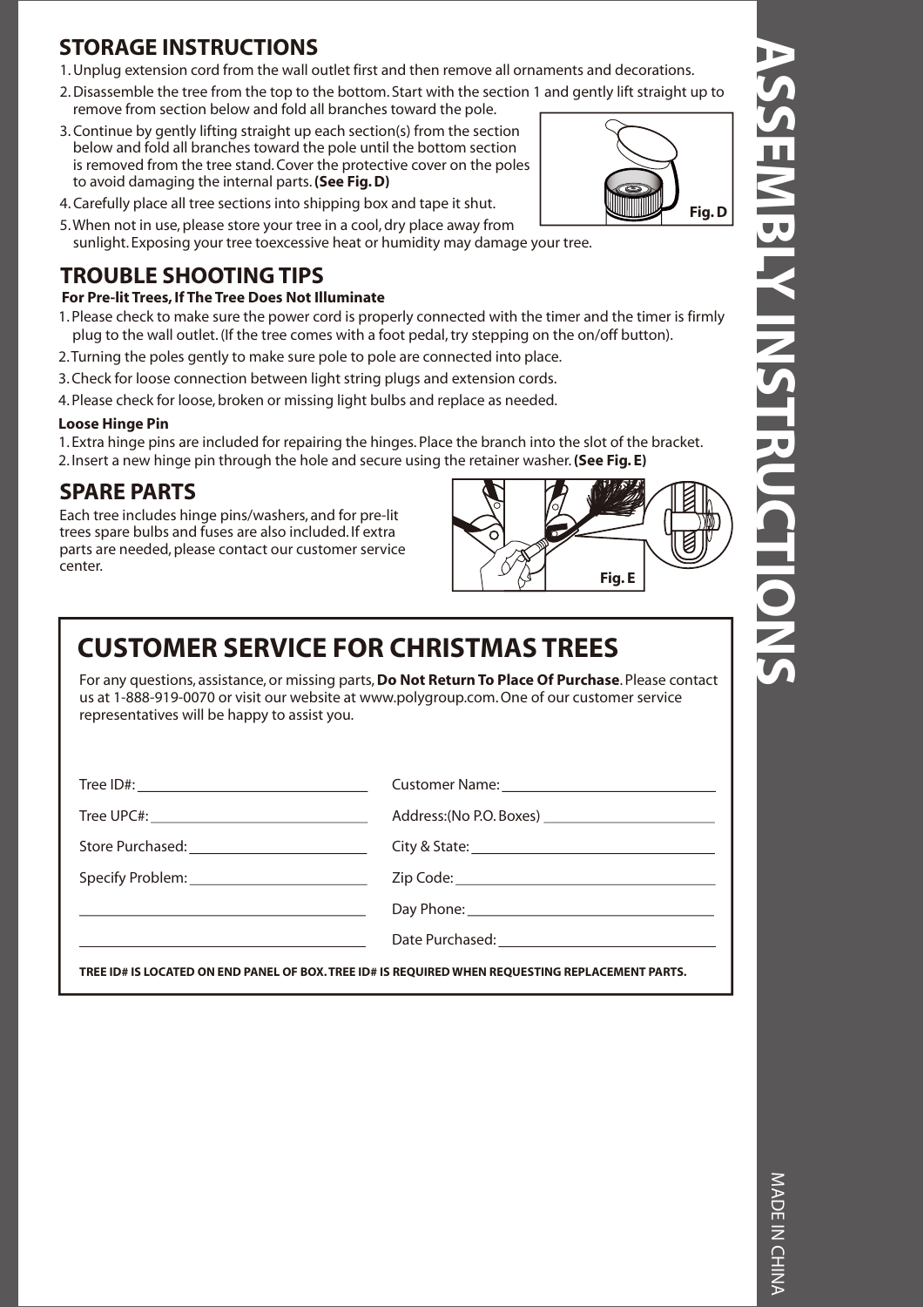## STORAGE INSTRUCTIONS

1. Unplug extension cord from the wall outlet first and then remove all ornaments and decorations.
2. Disassemble the tree from the top to the bottom. Start with the section 1 and gently lift straight up to remove from section below and fold all branches toward the pole.
3. Continue by gently lifting straight up each section(s) from the section below and fold all branches toward the pole until the bottom section is removed from the tree stand. Cover the protective cover on the poles to avoid damaging the internal parts. **(See Fig. D)**
4. Carefully place all tree sections into shipping box and tape it shut.
5. When not in use, please store your tree in a cool, dry place away from sunlight. Exposing your tree toexcessive heat or humidity may damage your tree.

Fig. D

## TROUBLE SHOOTING TIPS

**For Pre-lit Trees, If The Tree Does Not Illuminate**

1. Please check to make sure the power cord is properly connected with the timer and the timer is firmly plug to the wall outlet. (If the tree comes with a foot pedal, try stepping on the on/off button).
2. Turning the poles gently to make sure pole to pole are connected into place.
3. Check for loose connection between light string plugs and extension cords.
4. Please check for loose, broken or missing light bulbs and replace as needed.

**Loose Hinge Pin**

1. Extra hinge pins are included for repairing the hinges. Place the branch into the slot of the bracket.
2. Insert a new hinge pin through the hole and secure using the retainer washer. **(See Fig. E)**

## SPARE PARTS

Each tree includes hinge pins/washers, and for pre-lit trees spare bulbs and fuses are also included. If extra parts are needed, please contact our customer service center.

Fig. E

## CUSTOMER SERVICE FOR CHRISTMAS TREES

For any questions, assistance, or missing parts, **Do Not Return To Place Of Purchase**. Please contact us at 1-888-919-0070 or visit our website at www.polygroup.com. One of our customer service representatives will be happy to assist you.

Tree ID#: ____________________

Tree UPC#: ____________________

Store Purchased: ____________________

Specify Problem: ____________________

____________________

____________________

Customer Name: ____________________

Address:(No P.O. Boxes) ____________________

City & State: ____________________

Zip Code: ____________________

Day Phone: ____________________

Date Purchased: ____________________

**TREE ID# IS LOCATED ON END PANEL OF BOX. TREE ID# IS REQUIRED WHEN REQUESTING REPLACEMENT PARTS.**

# ASSEMBLY INSTRUCTIONS

MADE IN CHINA